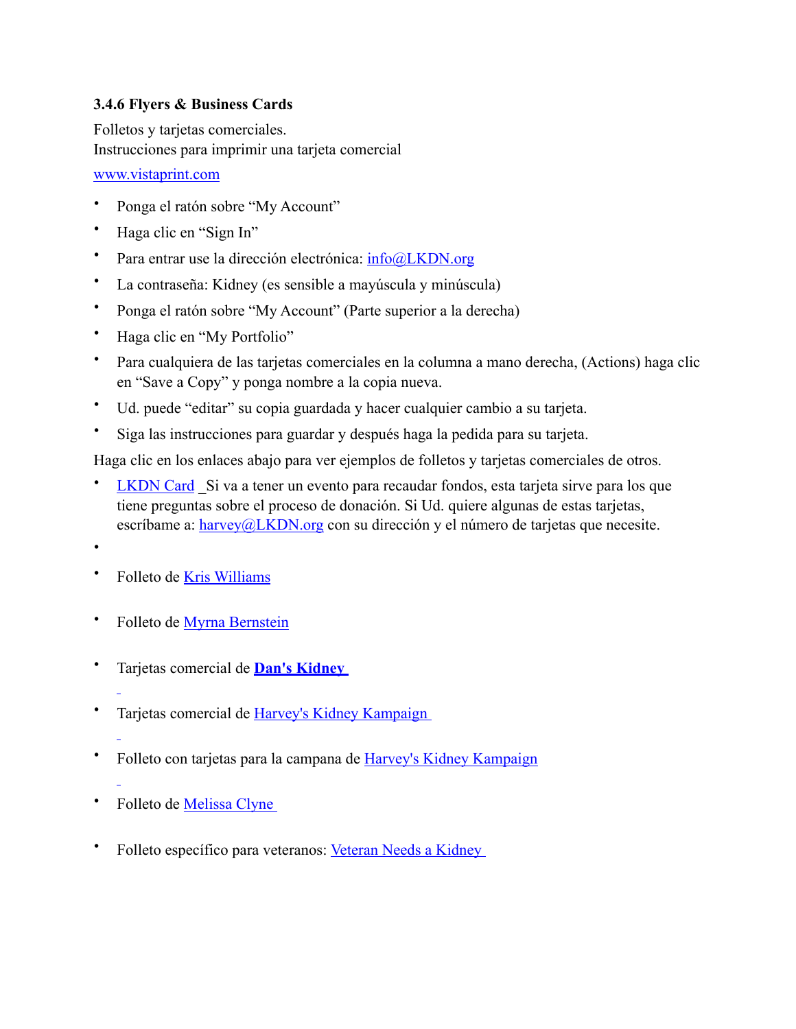### 3.4.6 Flyers & Business Cards

Folletos y tarjetas comerciales.
Instrucciones para imprimir una tarjeta comercial

[www.vistaprint.com](http://www.vistaprint.com)

- Ponga el ratón sobre "My Account"
- Haga clic en "Sign In"
- Para entrar use la dirección electrónica: info@LKDN.org
- La contraseña: Kidney (es sensible a mayúscula y minúscula)
- Ponga el ratón sobre "My Account" (Parte superior a la derecha)
- Haga clic en "My Portfolio"
- Para cualquiera de las tarjetas comerciales en la columna a mano derecha, (Actions) haga clic en "Save a Copy" y ponga nombre a la copia nueva.
- Ud. puede "editar" su copia guardada y hacer cualquier cambio a su tarjeta.
- Siga las instrucciones para guardar y después haga la pedida para su tarjeta.

Haga clic en los enlaces abajo para ver ejemplos de folletos y tarjetas comerciales de otros.

- LKDN Card Si va a tener un evento para recaudar fondos, esta tarjeta sirve para los que tiene preguntas sobre el proceso de donación. Si Ud. quiere algunas de estas tarjetas, escríbame a: harvey@LKDN.org con su dirección y el número de tarjetas que necesite.
- 
- Folleto de Kris Williams
- Folleto de Myrna Bernstein
- Tarjetas comercial de **Dan's Kidney**
- Tarjetas comercial de Harvey's Kidney Kampaign
- Folleto con tarjetas para la campana de Harvey's Kidney Kampaign
- Folleto de Melissa Clyne
- Folleto específico para veteranos: Veteran Needs a Kidney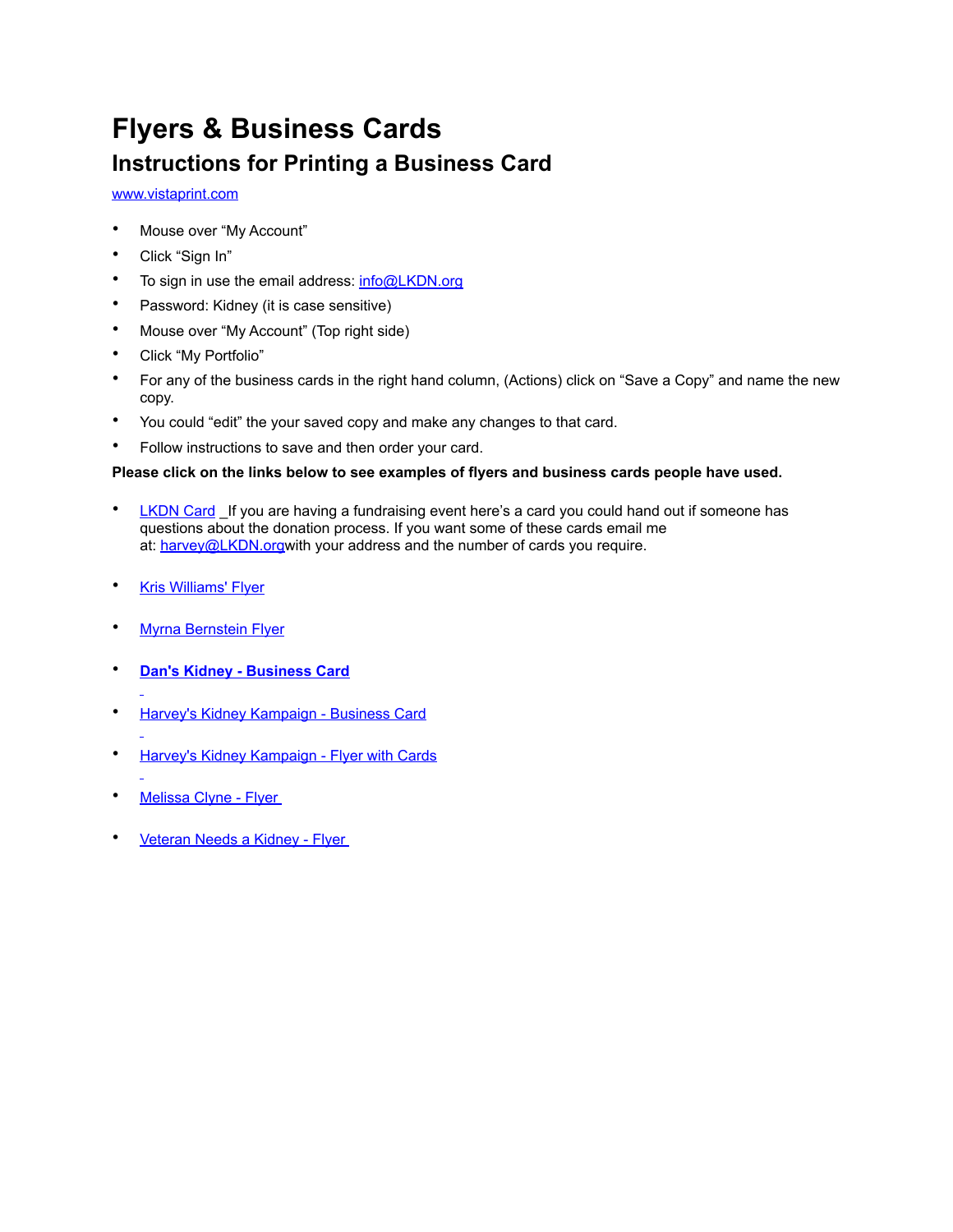# Flyers & Business Cards

## Instructions for Printing a Business Card

www.vistaprint.com

- Mouse over "My Account"
- Click "Sign In"
- To sign in use the email address: info@LKDN.org
- Password: Kidney (it is case sensitive)
- Mouse over "My Account" (Top right side)
- Click "My Portfolio"
- For any of the business cards in the right hand column, (Actions) click on "Save a Copy" and name the new copy.
- You could "edit" the your saved copy and make any changes to that card.
- Follow instructions to save and then order your card.

**Please click on the links below to see examples of flyers and business cards people have used.**

- LKDN Card _If you are having a fundraising event here's a card you could hand out if someone has questions about the donation process. If you want some of these cards email me at: harvey@LKDN.orgwith your address and the number of cards you require.
- Kris Williams' Flyer
- Myrna Bernstein Flyer
- **Dan's Kidney - Business Card**
- Harvey's Kidney Kampaign - Business Card
- Harvey's Kidney Kampaign - Flyer with Cards
- Melissa Clyne - Flyer
- Veteran Needs a Kidney - Flyer